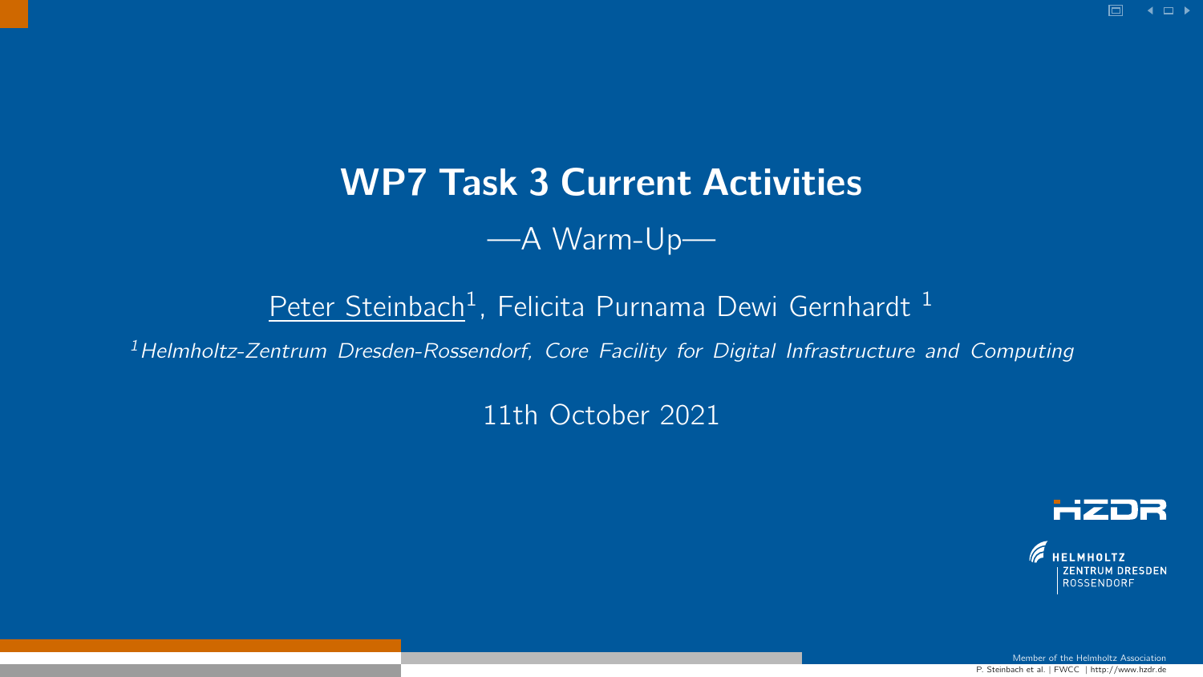# WP7 Task 3 Current Activities

—A Warm-Up—

Peter Steinbach[1], Felicita Purnama Dewi Gernhardt [1]

[1] *Helmholtz-Zentrum Dresden-Rossendorf, Core Facility for Digital Infrastructure and Computing*

11th October 2021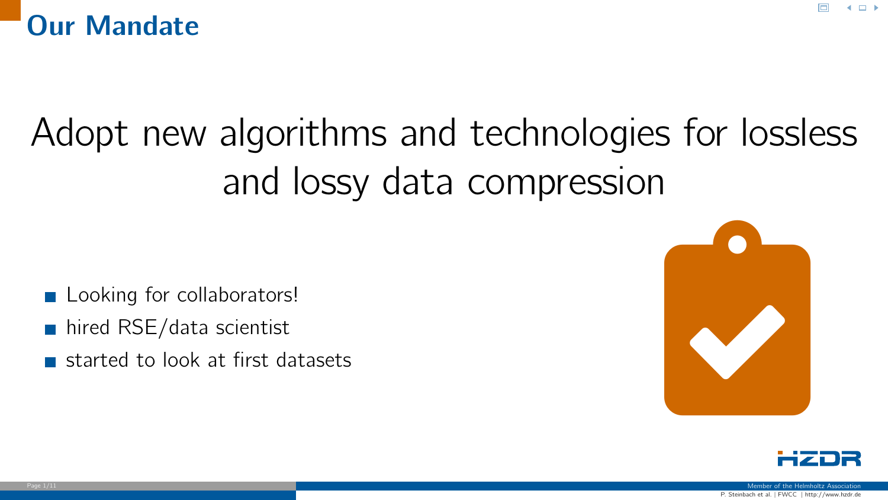# Our Mandate

Adopt new algorithms and technologies for lossless and lossy data compression

- Looking for collaborators!
- hired RSE/data scientist
- started to look at first datasets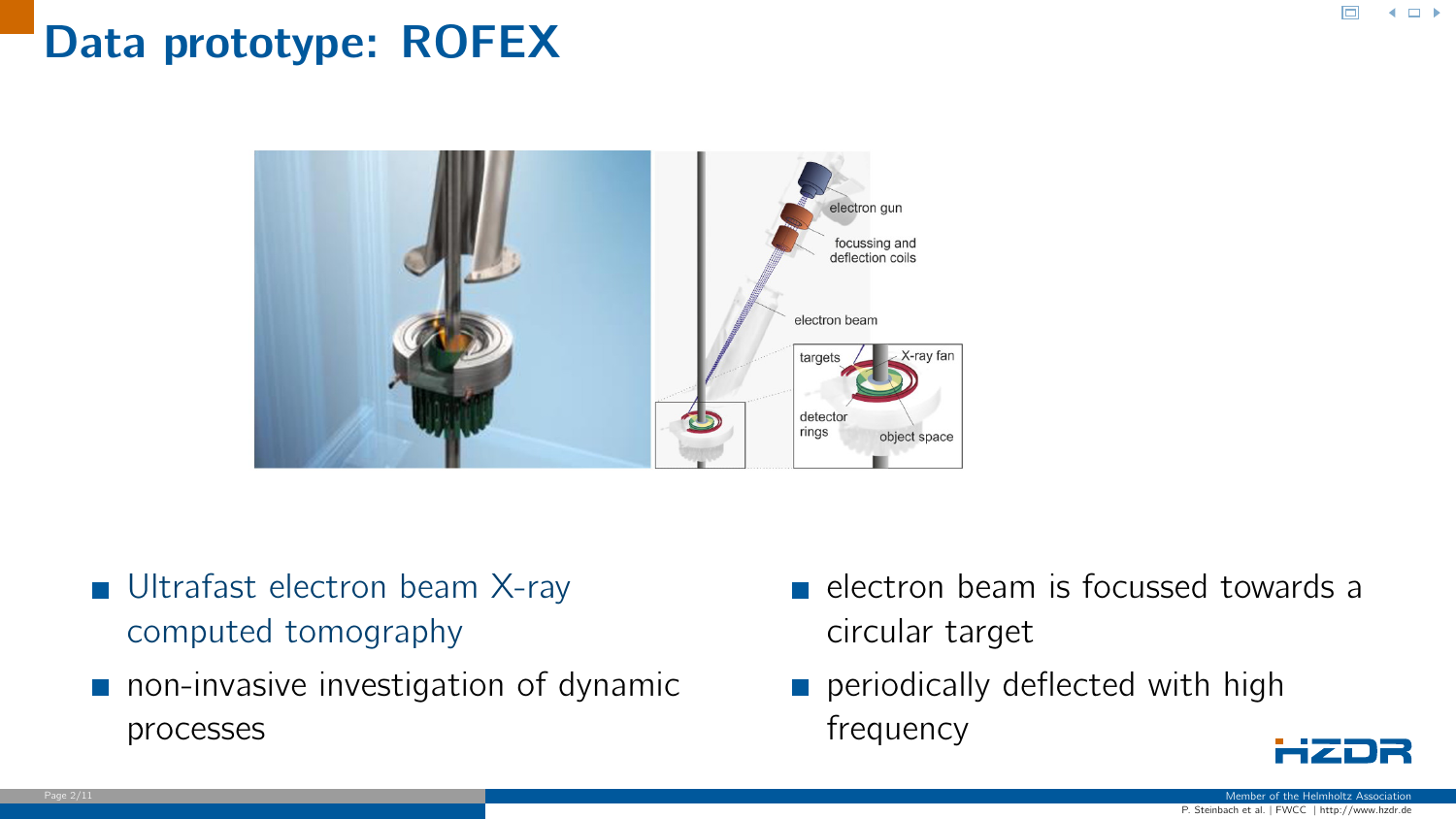# Data prototype: ROFEX

- Ultrafast electron beam X-ray computed tomography
- non-invasive investigation of dynamic processes
- electron beam is focussed towards a circular target
- periodically deflected with high frequency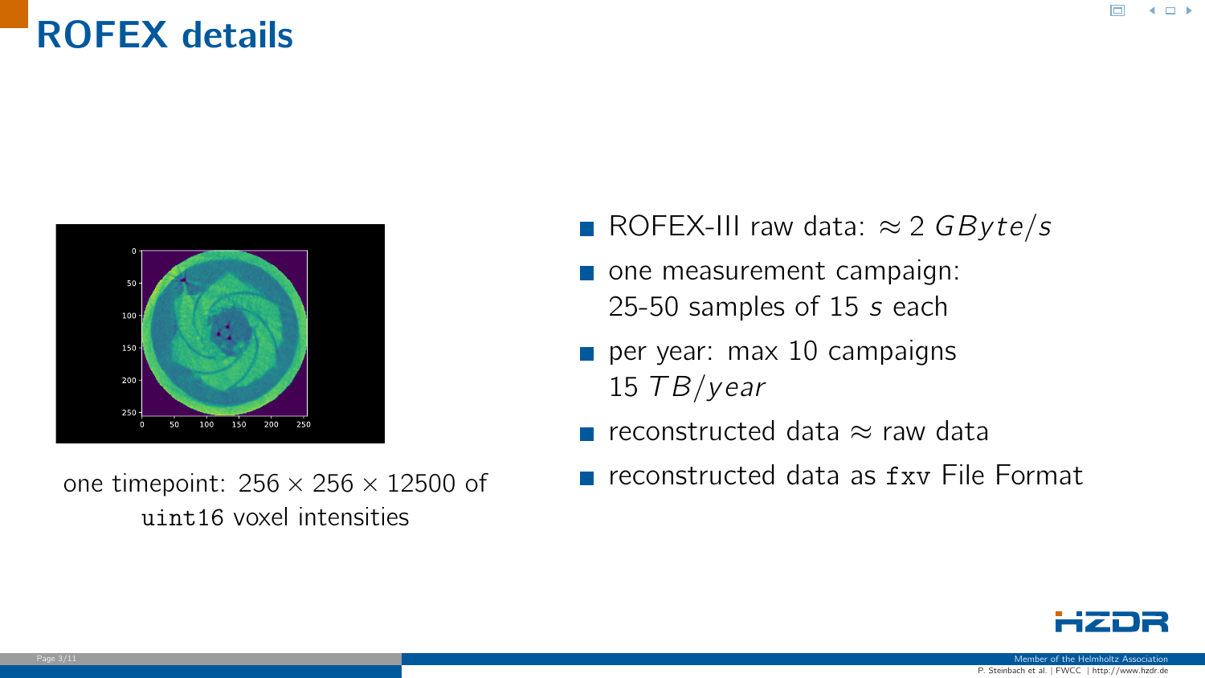# ROFEX details

one timepoint: $256 \times 256 \times 12500$ of `uint16` voxel intensities

- ROFEX-III raw data: $\approx 2\ GByte/s$
- one measurement campaign: 25-50 samples of 15 $s$ each
- per year: max 10 campaigns 15 $TB/year$
- reconstructed data $\approx$ raw data
- reconstructed data as `fxv` File Format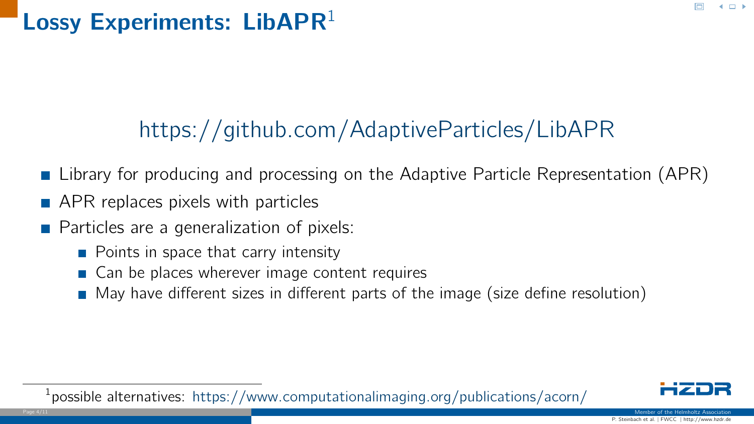# Lossy Experiments: LibAPR[1]

https://github.com/AdaptiveParticles/LibAPR

- Library for producing and processing on the Adaptive Particle Representation (APR)
- APR replaces pixels with particles
- Particles are a generalization of pixels:
  - Points in space that carry intensity
  - Can be places wherever image content requires
  - May have different sizes in different parts of the image (size define resolution)

[1] possible alternatives: https://www.computationalimaging.org/publications/acorn/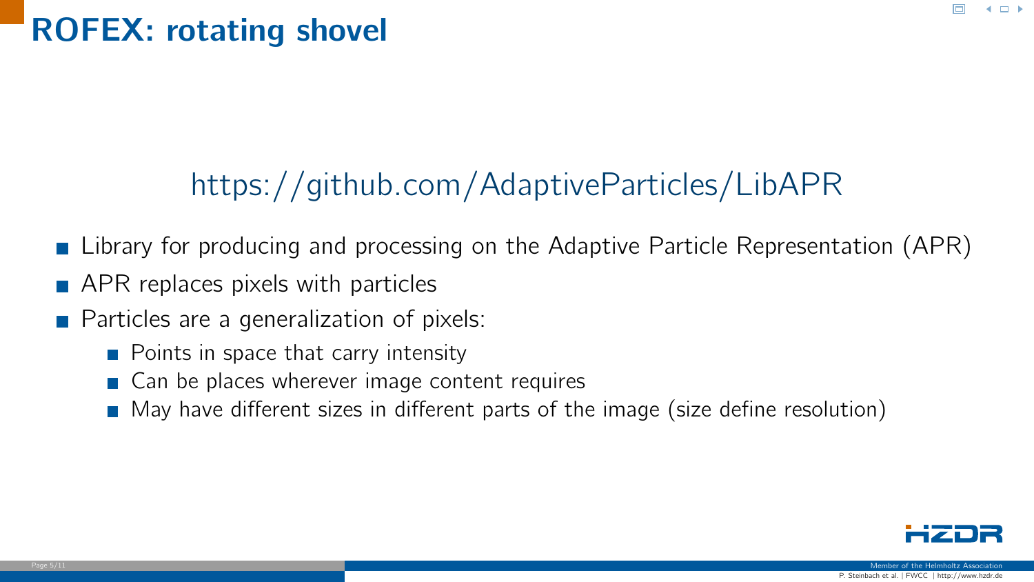# ROFEX: rotating shovel

https://github.com/AdaptiveParticles/LibAPR

- Library for producing and processing on the Adaptive Particle Representation (APR)
- APR replaces pixels with particles
- Particles are a generalization of pixels:
  - Points in space that carry intensity
  - Can be places wherever image content requires
  - May have different sizes in different parts of the image (size define resolution)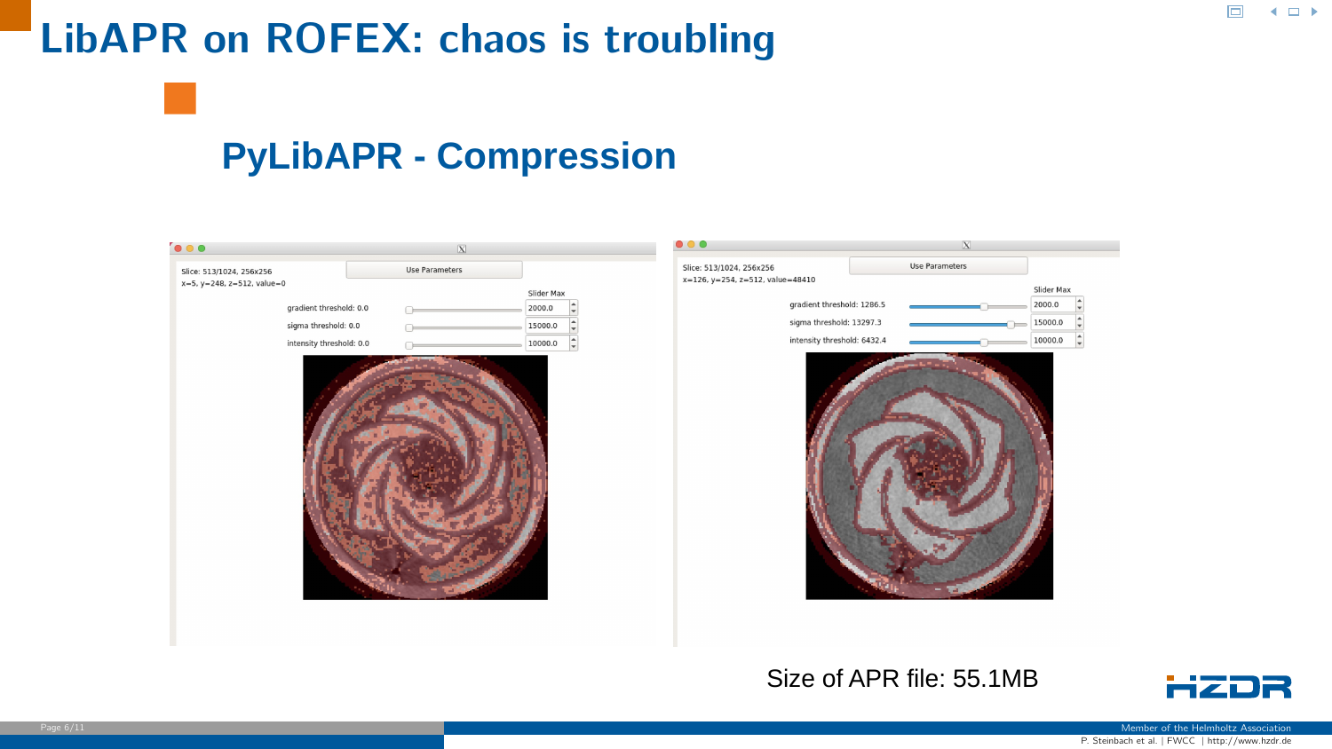# LibAPR on ROFEX: chaos is troubling

## PyLibAPR - Compression

Slice: 513/1024, 256x256
x=5, y=248, z=512, value=0

Use Parameters

Slider Max

gradient threshold: 0.0 — 2000.0

sigma threshold: 0.0 — 15000.0

intensity threshold: 0.0 — 10000.0

Slice: 513/1024, 256x256
x=126, y=254, z=512, value=48410

Use Parameters

Slider Max

gradient threshold: 1286.5 — 2000.0

sigma threshold: 13297.3 — 15000.0

intensity threshold: 6432.4 — 10000.0

Size of APR file: 55.1MB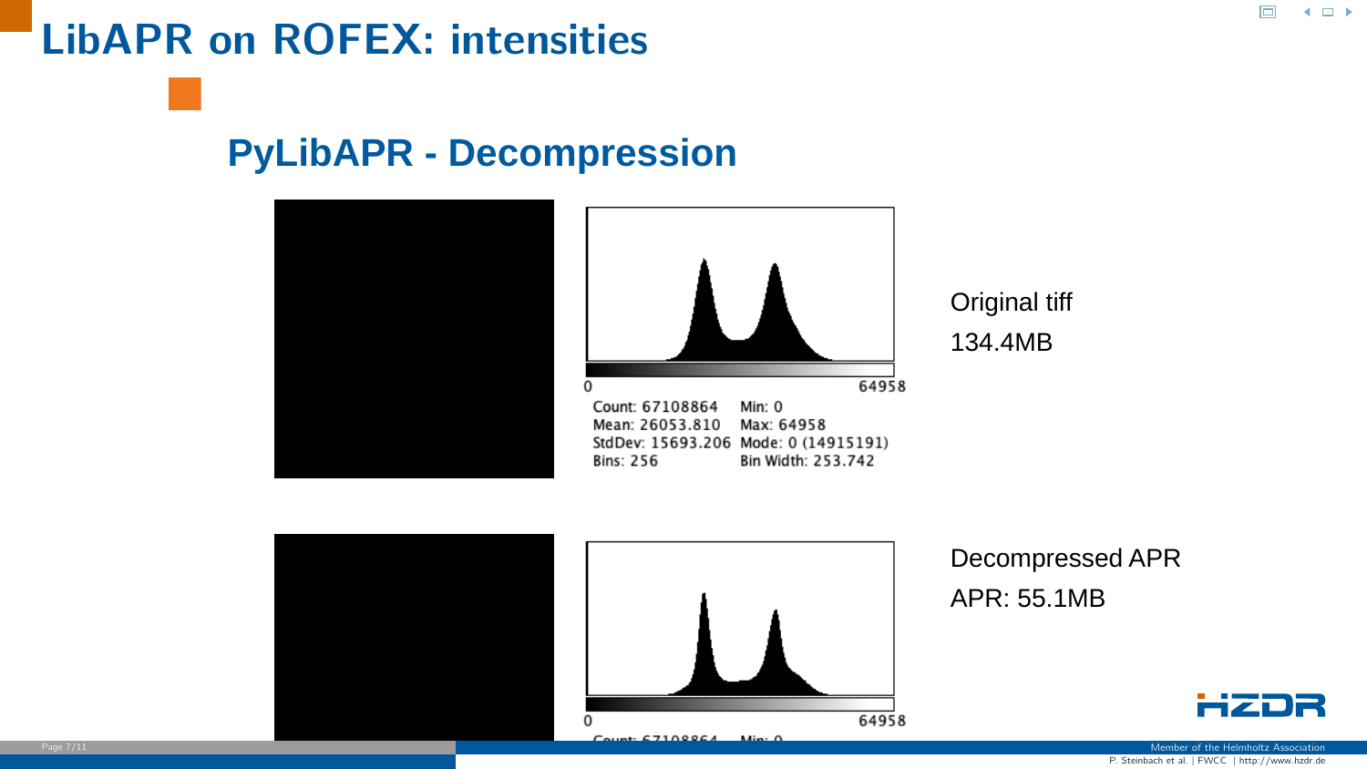# LibAPR on ROFEX: intensities

## PyLibAPR - Decompression

0 64958

Count: 67108864 Min: 0
Mean: 26053.810 Max: 64958
StdDev: 15693.206 Mode: 0 (14915191)
Bins: 256 Bin Width: 253.742

Original tiff
134.4MB

0 64958

Count: 67108864 Min: 0

Decompressed APR
APR: 55.1MB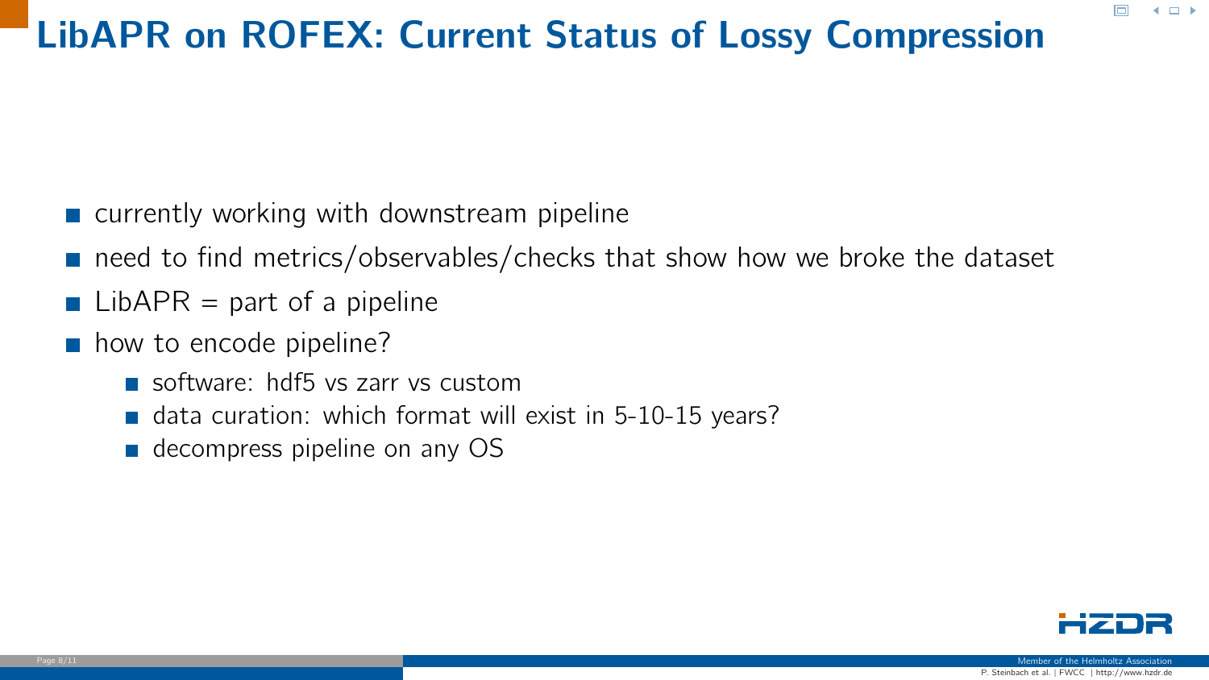# LibAPR on ROFEX: Current Status of Lossy Compression

- currently working with downstream pipeline
- need to find metrics/observables/checks that show how we broke the dataset
- LibAPR = part of a pipeline
- how to encode pipeline?
  - software: hdf5 vs zarr vs custom
  - data curation: which format will exist in 5-10-15 years?
  - decompress pipeline on any OS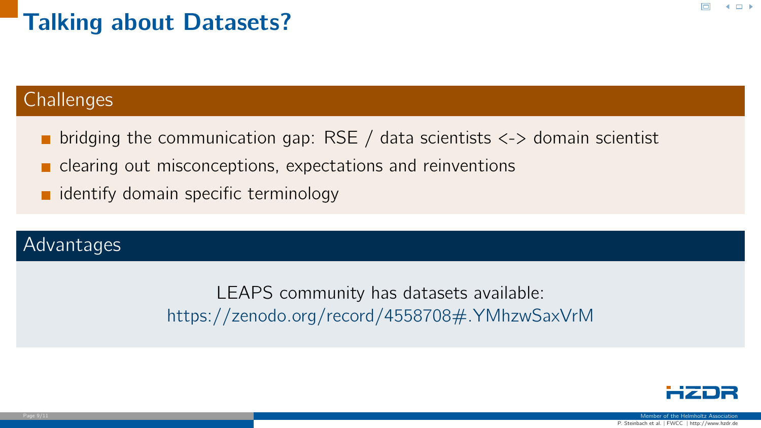# Talking about Datasets?

## Challenges

- bridging the communication gap: RSE / data scientists <-> domain scientist
- clearing out misconceptions, expectations and reinventions
- identify domain specific terminology

## Advantages

LEAPS community has datasets available:
https://zenodo.org/record/4558708#.YMhzwSaxVrM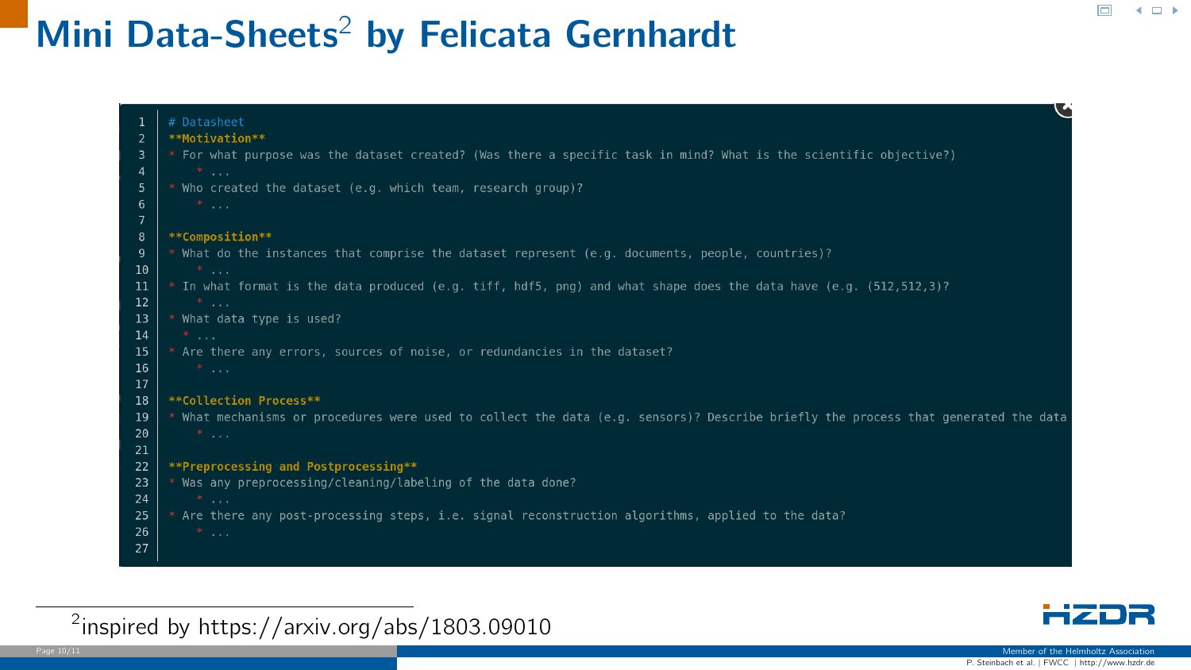# Mini Data-Sheets[2] by Felicata Gernhardt

```
# Datasheet
**Motivation**
* For what purpose was the dataset created? (Was there a specific task in mind? What is the scientific objective?)
    * ...
* Who created the dataset (e.g. which team, research group)?
    * ...

**Composition**
* What do the instances that comprise the dataset represent (e.g. documents, people, countries)?
    * ...
* In what format is the data produced (e.g. tiff, hdf5, png) and what shape does the data have (e.g. (512,512,3)?
    * ...
* What data type is used?
  * ...
* Are there any errors, sources of noise, or redundancies in the dataset?
    * ...

**Collection Process**
* What mechanisms or procedures were used to collect the data (e.g. sensors)? Describe briefly the process that generated the data
    * ...

**Preprocessing and Postprocessing**
* Was any preprocessing/cleaning/labeling of the data done?
    * ...
* Are there any post-processing steps, i.e. signal reconstruction algorithms, applied to the data?
    * ...
```

[2] inspired by https://arxiv.org/abs/1803.09010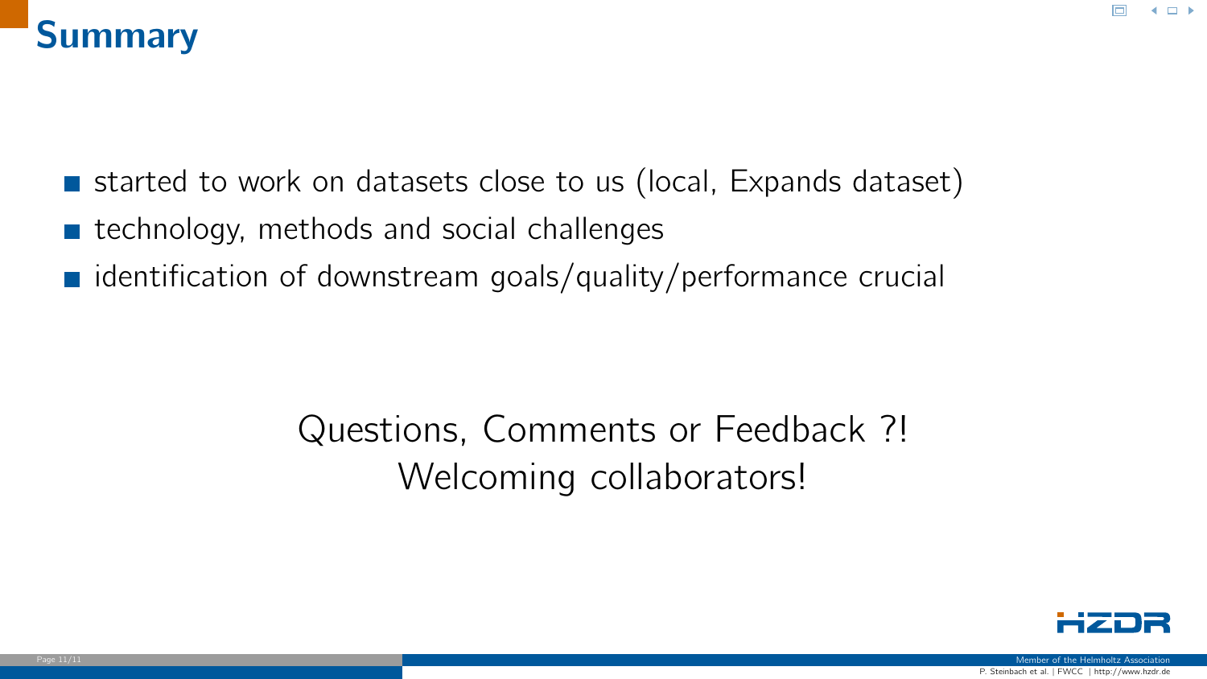# Summary

- started to work on datasets close to us (local, Expands dataset)
- technology, methods and social challenges
- identification of downstream goals/quality/performance crucial

Questions, Comments or Feedback ?!
Welcoming collaborators!